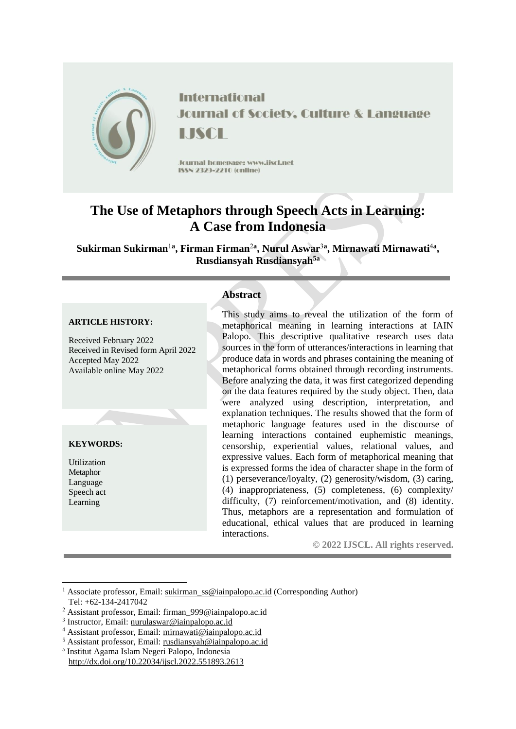International Journal of Society, Culture & Language

IJSCL

Journal homepage: www.ijscl.net

ISSN 2329-2210 (online)

# The Use of Metaphors through Speech Acts in Learning: A Case from Indonesia

**Sukirman Sukirman[1a], Firman Firman[2a], Nurul Aswar[3a], Mirnawati Mirnawati[4a], Rusdiansyah Rusdiansyah[5a]**

**ARTICLE HISTORY:**

Received February 2022
Received in Revised form April 2022
Accepted May 2022
Available online May 2022

**KEYWORDS:**

Utilization
Metaphor
Language
Speech act
Learning

## Abstract

This study aims to reveal the utilization of the form of metaphorical meaning in learning interactions at IAIN Palopo. This descriptive qualitative research uses data sources in the form of utterances/interactions in learning that produce data in words and phrases containing the meaning of metaphorical forms obtained through recording instruments. Before analyzing the data, it was first categorized depending on the data features required by the study object. Then, data were analyzed using description, interpretation, and explanation techniques. The results showed that the form of metaphoric language features used in the discourse of learning interactions contained euphemistic meanings, censorship, experiential values, relational values, and expressive values. Each form of metaphorical meaning that is expressed forms the idea of character shape in the form of (1) perseverance/loyalty, (2) generosity/wisdom, (3) caring, (4) inappropriateness, (5) completeness, (6) complexity/difficulty, (7) reinforcement/motivation, and (8) identity. Thus, metaphors are a representation and formulation of educational, ethical values that are produced in learning interactions.

**© 2022 IJSCL. All rights reserved.**

---

[1] Associate professor, Email: sukirman_ss@iainpalopo.ac.id (Corresponding Author)
Tel: +62-134-2417042

[2] Assistant professor, Email: firman_999@iainpalopo.ac.id

[3] Instructor, Email: nurulaswar@iainpalopo.ac.id

[4] Assistant professor, Email: mirnawati@iainpalopo.ac.id

[5] Assistant professor, Email: rusdiansyah@iainpalopo.ac.id

[a] Institut Agama Islam Negeri Palopo, Indonesia
http://dx.doi.org/10.22034/ijscl.2022.551893.2613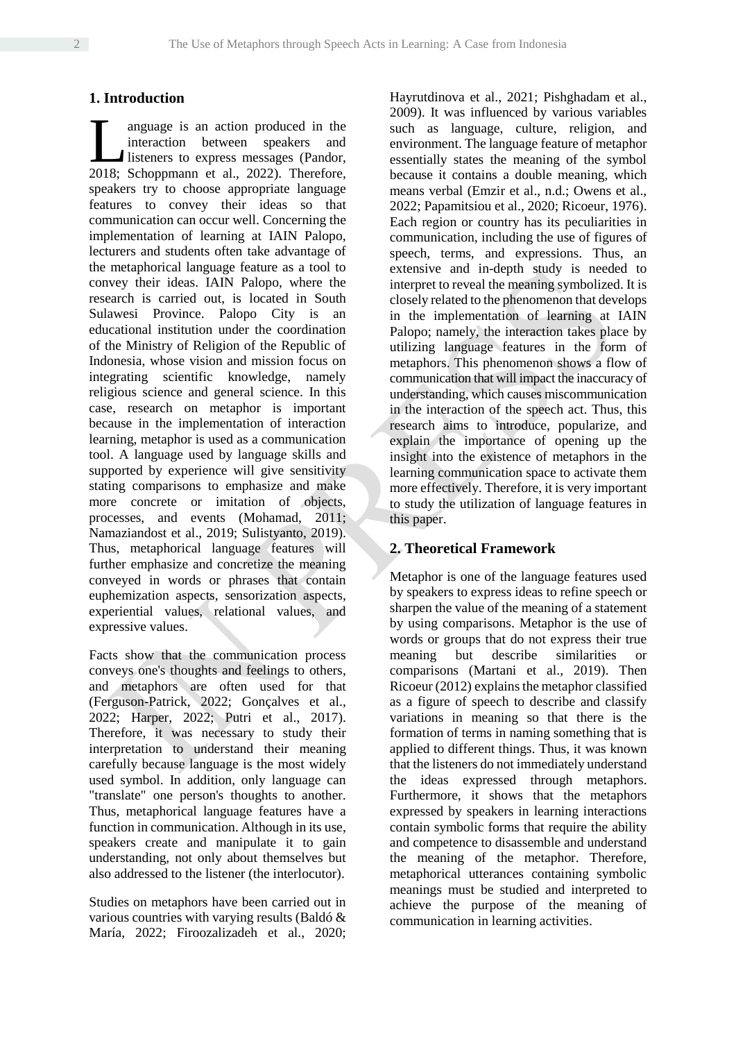## 1. Introduction

Language is an action produced in the interaction between speakers and listeners to express messages (Pandor, 2018; Schoppmann et al., 2022). Therefore, speakers try to choose appropriate language features to convey their ideas so that communication can occur well. Concerning the implementation of learning at IAIN Palopo, lecturers and students often take advantage of the metaphorical language feature as a tool to convey their ideas. IAIN Palopo, where the research is carried out, is located in South Sulawesi Province. Palopo City is an educational institution under the coordination of the Ministry of Religion of the Republic of Indonesia, whose vision and mission focus on integrating scientific knowledge, namely religious science and general science. In this case, research on metaphor is important because in the implementation of interaction learning, metaphor is used as a communication tool. A language used by language skills and supported by experience will give sensitivity stating comparisons to emphasize and make more concrete or imitation of objects, processes, and events (Mohamad, 2011; Namaziandost et al., 2019; Sulistyanto, 2019). Thus, metaphorical language features will further emphasize and concretize the meaning conveyed in words or phrases that contain euphemization aspects, sensorization aspects, experiential values, relational values, and expressive values.

Facts show that the communication process conveys one's thoughts and feelings to others, and metaphors are often used for that (Ferguson-Patrick, 2022; Gonçalves et al., 2022; Harper, 2022; Putri et al., 2017). Therefore, it was necessary to study their interpretation to understand their meaning carefully because language is the most widely used symbol. In addition, only language can "translate" one person's thoughts to another. Thus, metaphorical language features have a function in communication. Although in its use, speakers create and manipulate it to gain understanding, not only about themselves but also addressed to the listener (the interlocutor).

Studies on metaphors have been carried out in various countries with varying results (Baldó & María, 2022; Firoozalizadeh et al., 2020; Hayrutdinova et al., 2021; Pishghadam et al., 2009). It was influenced by various variables such as language, culture, religion, and environment. The language feature of metaphor essentially states the meaning of the symbol because it contains a double meaning, which means verbal (Emzir et al., n.d.; Owens et al., 2022; Papamitsiou et al., 2020; Ricoeur, 1976). Each region or country has its peculiarities in communication, including the use of figures of speech, terms, and expressions. Thus, an extensive and in-depth study is needed to interpret to reveal the meaning symbolized. It is closely related to the phenomenon that develops in the implementation of learning at IAIN Palopo; namely, the interaction takes place by utilizing language features in the form of metaphors. This phenomenon shows a flow of communication that will impact the inaccuracy of understanding, which causes miscommunication in the interaction of the speech act. Thus, this research aims to introduce, popularize, and explain the importance of opening up the insight into the existence of metaphors in the learning communication space to activate them more effectively. Therefore, it is very important to study the utilization of language features in this paper.

## 2. Theoretical Framework

Metaphor is one of the language features used by speakers to express ideas to refine speech or sharpen the value of the meaning of a statement by using comparisons. Metaphor is the use of words or groups that do not express their true meaning but describe similarities or comparisons (Martani et al., 2019). Then Ricoeur (2012) explains the metaphor classified as a figure of speech to describe and classify variations in meaning so that there is the formation of terms in naming something that is applied to different things. Thus, it was known that the listeners do not immediately understand the ideas expressed through metaphors. Furthermore, it shows that the metaphors expressed by speakers in learning interactions contain symbolic forms that require the ability and competence to disassemble and understand the meaning of the metaphor. Therefore, metaphorical utterances containing symbolic meanings must be studied and interpreted to achieve the purpose of the meaning of communication in learning activities.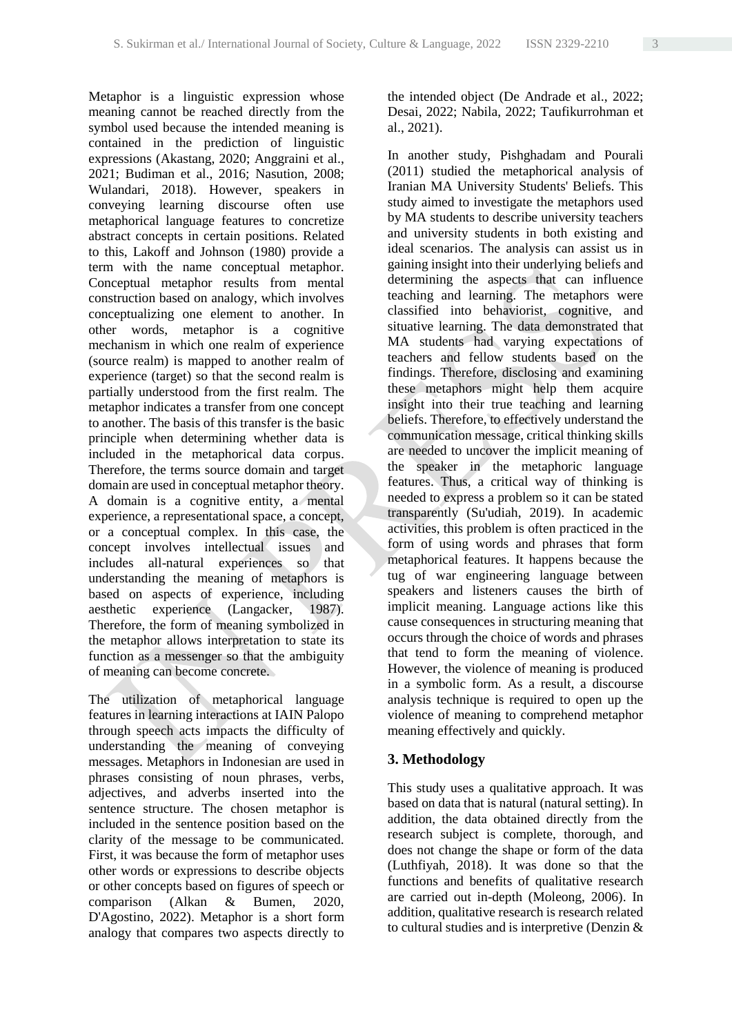Metaphor is a linguistic expression whose meaning cannot be reached directly from the symbol used because the intended meaning is contained in the prediction of linguistic expressions (Akastang, 2020; Anggraini et al., 2021; Budiman et al., 2016; Nasution, 2008; Wulandari, 2018). However, speakers in conveying learning discourse often use metaphorical language features to concretize abstract concepts in certain positions. Related to this, Lakoff and Johnson (1980) provide a term with the name conceptual metaphor. Conceptual metaphor results from mental construction based on analogy, which involves conceptualizing one element to another. In other words, metaphor is a cognitive mechanism in which one realm of experience (source realm) is mapped to another realm of experience (target) so that the second realm is partially understood from the first realm. The metaphor indicates a transfer from one concept to another. The basis of this transfer is the basic principle when determining whether data is included in the metaphorical data corpus. Therefore, the terms source domain and target domain are used in conceptual metaphor theory. A domain is a cognitive entity, a mental experience, a representational space, a concept, or a conceptual complex. In this case, the concept involves intellectual issues and includes all-natural experiences so that understanding the meaning of metaphors is based on aspects of experience, including aesthetic experience (Langacker, 1987). Therefore, the form of meaning symbolized in the metaphor allows interpretation to state its function as a messenger so that the ambiguity of meaning can become concrete.

The utilization of metaphorical language features in learning interactions at IAIN Palopo through speech acts impacts the difficulty of understanding the meaning of conveying messages. Metaphors in Indonesian are used in phrases consisting of noun phrases, verbs, adjectives, and adverbs inserted into the sentence structure. The chosen metaphor is included in the sentence position based on the clarity of the message to be communicated. First, it was because the form of metaphor uses other words or expressions to describe objects or other concepts based on figures of speech or comparison (Alkan & Bumen, 2020, D'Agostino, 2022). Metaphor is a short form analogy that compares two aspects directly to the intended object (De Andrade et al., 2022; Desai, 2022; Nabila, 2022; Taufikurrohman et al., 2021).

In another study, Pishghadam and Pourali (2011) studied the metaphorical analysis of Iranian MA University Students' Beliefs. This study aimed to investigate the metaphors used by MA students to describe university teachers and university students in both existing and ideal scenarios. The analysis can assist us in gaining insight into their underlying beliefs and determining the aspects that can influence teaching and learning. The metaphors were classified into behaviorist, cognitive, and situative learning. The data demonstrated that MA students had varying expectations of teachers and fellow students based on the findings. Therefore, disclosing and examining these metaphors might help them acquire insight into their true teaching and learning beliefs. Therefore, to effectively understand the communication message, critical thinking skills are needed to uncover the implicit meaning of the speaker in the metaphoric language features. Thus, a critical way of thinking is needed to express a problem so it can be stated transparently (Su'udiah, 2019). In academic activities, this problem is often practiced in the form of using words and phrases that form metaphorical features. It happens because the tug of war engineering language between speakers and listeners causes the birth of implicit meaning. Language actions like this cause consequences in structuring meaning that occurs through the choice of words and phrases that tend to form the meaning of violence. However, the violence of meaning is produced in a symbolic form. As a result, a discourse analysis technique is required to open up the violence of meaning to comprehend metaphor meaning effectively and quickly.

## 3. Methodology

This study uses a qualitative approach. It was based on data that is natural (natural setting). In addition, the data obtained directly from the research subject is complete, thorough, and does not change the shape or form of the data (Luthfiyah, 2018). It was done so that the functions and benefits of qualitative research are carried out in-depth (Moleong, 2006). In addition, qualitative research is research related to cultural studies and is interpretive (Denzin &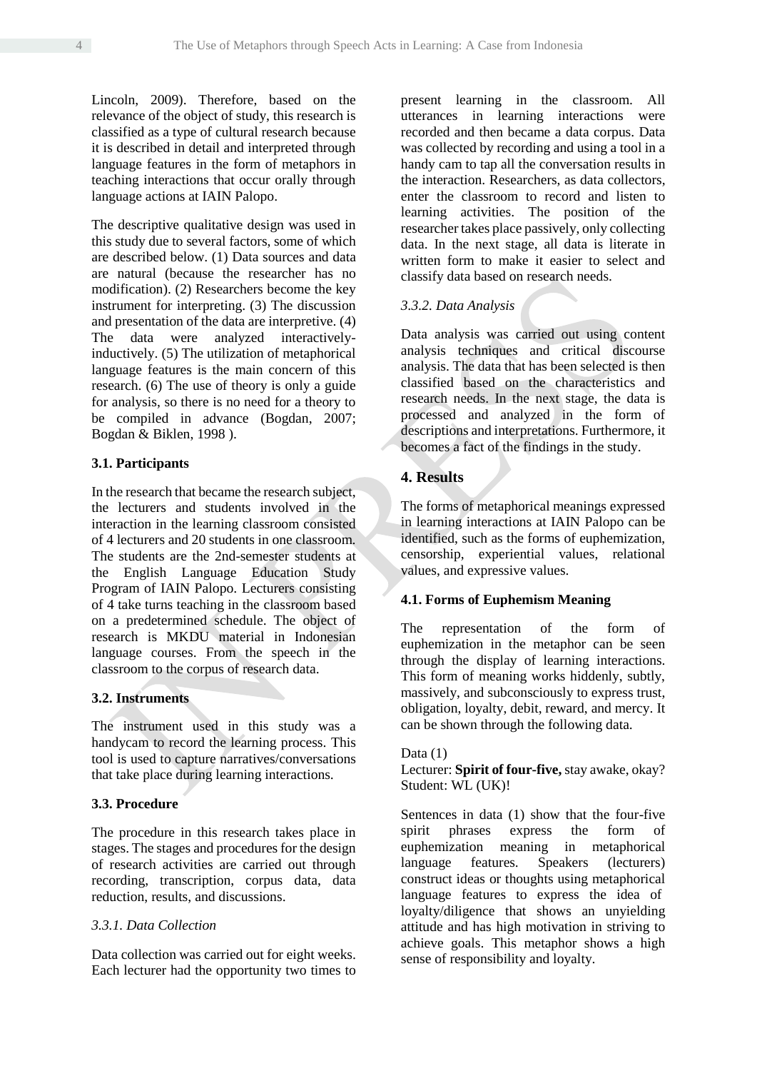Lincoln, 2009). Therefore, based on the relevance of the object of study, this research is classified as a type of cultural research because it is described in detail and interpreted through language features in the form of metaphors in teaching interactions that occur orally through language actions at IAIN Palopo.

The descriptive qualitative design was used in this study due to several factors, some of which are described below. (1) Data sources and data are natural (because the researcher has no modification). (2) Researchers become the key instrument for interpreting. (3) The discussion and presentation of the data are interpretive. (4) The data were analyzed interactively-inductively. (5) The utilization of metaphorical language features is the main concern of this research. (6) The use of theory is only a guide for analysis, so there is no need for a theory to be compiled in advance (Bogdan, 2007; Bogdan & Biklen, 1998 ).

### 3.1. Participants

In the research that became the research subject, the lecturers and students involved in the interaction in the learning classroom consisted of 4 lecturers and 20 students in one classroom. The students are the 2nd-semester students at the English Language Education Study Program of IAIN Palopo. Lecturers consisting of 4 take turns teaching in the classroom based on a predetermined schedule. The object of research is MKDU material in Indonesian language courses. From the speech in the classroom to the corpus of research data.

### 3.2. Instruments

The instrument used in this study was a handycam to record the learning process. This tool is used to capture narratives/conversations that take place during learning interactions.

### 3.3. Procedure

The procedure in this research takes place in stages. The stages and procedures for the design of research activities are carried out through recording, transcription, corpus data, data reduction, results, and discussions.

#### *3.3.1. Data Collection*

Data collection was carried out for eight weeks. Each lecturer had the opportunity two times to present learning in the classroom. All utterances in learning interactions were recorded and then became a data corpus. Data was collected by recording and using a tool in a handy cam to tap all the conversation results in the interaction. Researchers, as data collectors, enter the classroom to record and listen to learning activities. The position of the researcher takes place passively, only collecting data. In the next stage, all data is literate in written form to make it easier to select and classify data based on research needs.

#### *3.3.2. Data Analysis*

Data analysis was carried out using content analysis techniques and critical discourse analysis. The data that has been selected is then classified based on the characteristics and research needs. In the next stage, the data is processed and analyzed in the form of descriptions and interpretations. Furthermore, it becomes a fact of the findings in the study.

## 4. Results

The forms of metaphorical meanings expressed in learning interactions at IAIN Palopo can be identified, such as the forms of euphemization, censorship, experiential values, relational values, and expressive values.

### 4.1. Forms of Euphemism Meaning

The representation of the form of euphemization in the metaphor can be seen through the display of learning interactions. This form of meaning works hiddenly, subtly, massively, and subconsciously to express trust, obligation, loyalty, debit, reward, and mercy. It can be shown through the following data.

Data (1)
Lecturer: **Spirit of four-five,** stay awake, okay?
Student: WL (UK)!

Sentences in data (1) show that the four-five spirit phrases express the form of euphemization meaning in metaphorical language features. Speakers (lecturers) construct ideas or thoughts using metaphorical language features to express the idea of loyalty/diligence that shows an unyielding attitude and has high motivation in striving to achieve goals. This metaphor shows a high sense of responsibility and loyalty.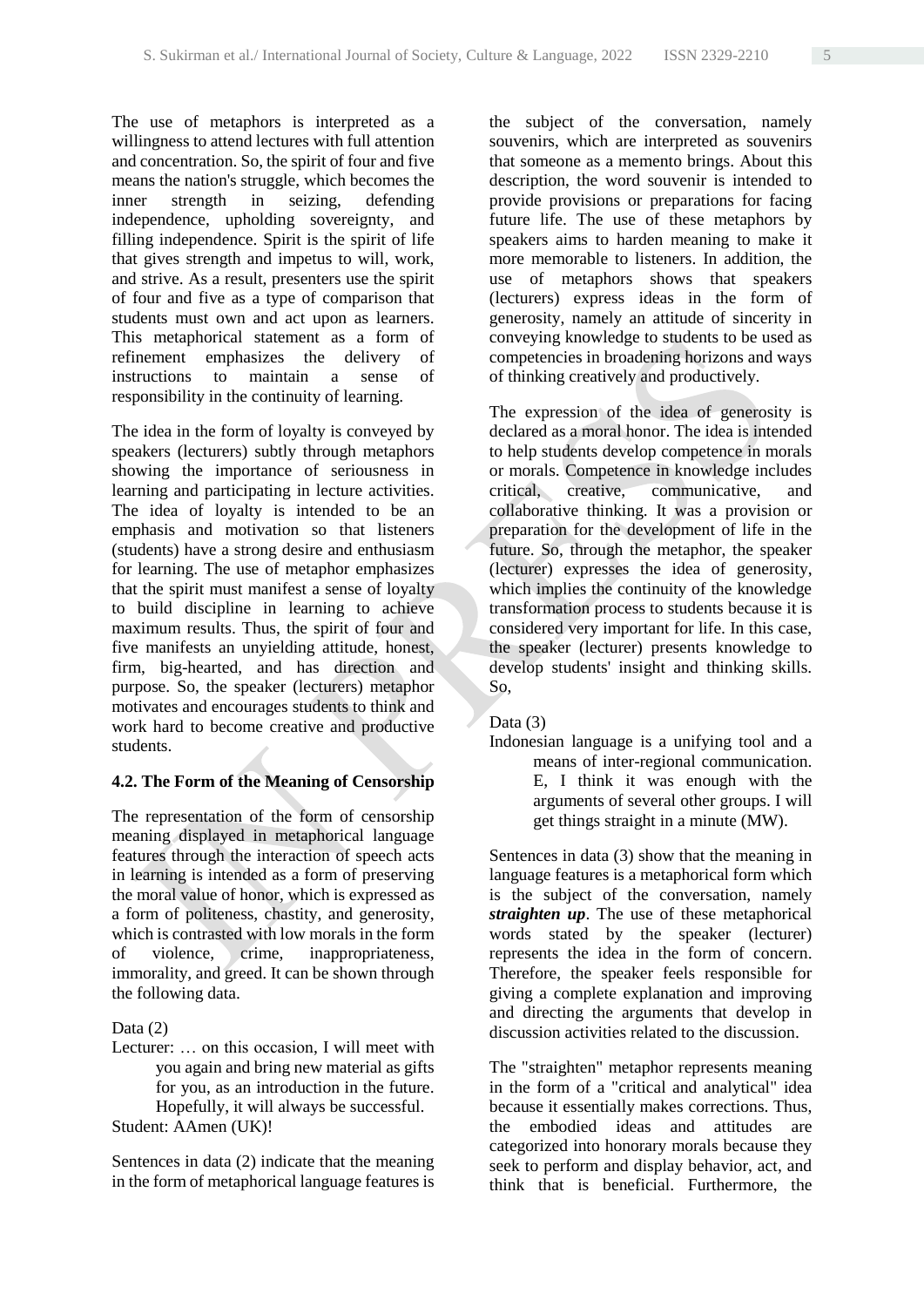The use of metaphors is interpreted as a willingness to attend lectures with full attention and concentration. So, the spirit of four and five means the nation's struggle, which becomes the inner strength in seizing, defending independence, upholding sovereignty, and filling independence. Spirit is the spirit of life that gives strength and impetus to will, work, and strive. As a result, presenters use the spirit of four and five as a type of comparison that students must own and act upon as learners. This metaphorical statement as a form of refinement emphasizes the delivery of instructions to maintain a sense of responsibility in the continuity of learning.

The idea in the form of loyalty is conveyed by speakers (lecturers) subtly through metaphors showing the importance of seriousness in learning and participating in lecture activities. The idea of loyalty is intended to be an emphasis and motivation so that listeners (students) have a strong desire and enthusiasm for learning. The use of metaphor emphasizes that the spirit must manifest a sense of loyalty to build discipline in learning to achieve maximum results. Thus, the spirit of four and five manifests an unyielding attitude, honest, firm, big-hearted, and has direction and purpose. So, the speaker (lecturers) metaphor motivates and encourages students to think and work hard to become creative and productive students.

### 4.2. The Form of the Meaning of Censorship

The representation of the form of censorship meaning displayed in metaphorical language features through the interaction of speech acts in learning is intended as a form of preserving the moral value of honor, which is expressed as a form of politeness, chastity, and generosity, which is contrasted with low morals in the form of violence, crime, inappropriateness, immorality, and greed. It can be shown through the following data.

Data (2)

Lecturer: … on this occasion, I will meet with you again and bring new material as gifts for you, as an introduction in the future. Hopefully, it will always be successful.

Student: AAmen (UK)!

Sentences in data (2) indicate that the meaning in the form of metaphorical language features is the subject of the conversation, namely souvenirs, which are interpreted as souvenirs that someone as a memento brings. About this description, the word souvenir is intended to provide provisions or preparations for facing future life. The use of these metaphors by speakers aims to harden meaning to make it more memorable to listeners. In addition, the use of metaphors shows that speakers (lecturers) express ideas in the form of generosity, namely an attitude of sincerity in conveying knowledge to students to be used as competencies in broadening horizons and ways of thinking creatively and productively.

The expression of the idea of generosity is declared as a moral honor. The idea is intended to help students develop competence in morals or morals. Competence in knowledge includes critical, creative, communicative, and collaborative thinking. It was a provision or preparation for the development of life in the future. So, through the metaphor, the speaker (lecturer) expresses the idea of generosity, which implies the continuity of the knowledge transformation process to students because it is considered very important for life. In this case, the speaker (lecturer) presents knowledge to develop students' insight and thinking skills. So,

Data (3)

Indonesian language is a unifying tool and a means of inter-regional communication. E, I think it was enough with the arguments of several other groups. I will get things straight in a minute (MW).

Sentences in data (3) show that the meaning in language features is a metaphorical form which is the subject of the conversation, namely ***straighten up***. The use of these metaphorical words stated by the speaker (lecturer) represents the idea in the form of concern. Therefore, the speaker feels responsible for giving a complete explanation and improving and directing the arguments that develop in discussion activities related to the discussion.

The "straighten" metaphor represents meaning in the form of a "critical and analytical" idea because it essentially makes corrections. Thus, the embodied ideas and attitudes are categorized into honorary morals because they seek to perform and display behavior, act, and think that is beneficial. Furthermore, the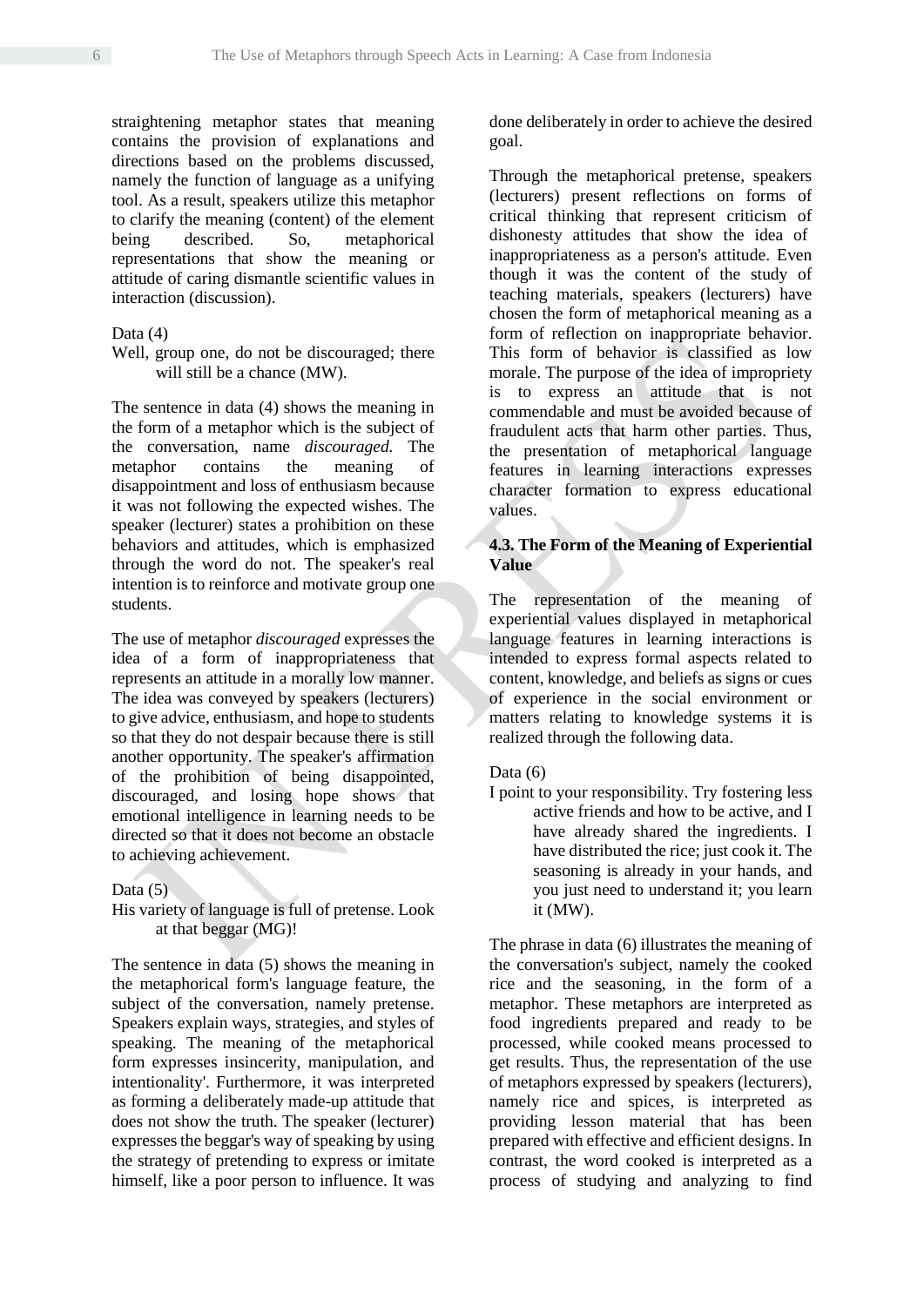straightening metaphor states that meaning contains the provision of explanations and directions based on the problems discussed, namely the function of language as a unifying tool. As a result, speakers utilize this metaphor to clarify the meaning (content) of the element being described. So, metaphorical representations that show the meaning or attitude of caring dismantle scientific values in interaction (discussion).

Data (4)

Well, group one, do not be discouraged; there will still be a chance (MW).

The sentence in data (4) shows the meaning in the form of a metaphor which is the subject of the conversation, name *discouraged.* The metaphor contains the meaning of disappointment and loss of enthusiasm because it was not following the expected wishes. The speaker (lecturer) states a prohibition on these behaviors and attitudes, which is emphasized through the word do not. The speaker's real intention is to reinforce and motivate group one students.

The use of metaphor *discouraged* expresses the idea of a form of inappropriateness that represents an attitude in a morally low manner. The idea was conveyed by speakers (lecturers) to give advice, enthusiasm, and hope to students so that they do not despair because there is still another opportunity. The speaker's affirmation of the prohibition of being disappointed, discouraged, and losing hope shows that emotional intelligence in learning needs to be directed so that it does not become an obstacle to achieving achievement.

Data (5)

His variety of language is full of pretense. Look at that beggar (MG)!

The sentence in data (5) shows the meaning in the metaphorical form's language feature, the subject of the conversation, namely pretense. Speakers explain ways, strategies, and styles of speaking. The meaning of the metaphorical form expresses insincerity, manipulation, and intentionality'. Furthermore, it was interpreted as forming a deliberately made-up attitude that does not show the truth. The speaker (lecturer) expresses the beggar's way of speaking by using the strategy of pretending to express or imitate himself, like a poor person to influence. It was done deliberately in order to achieve the desired goal.

Through the metaphorical pretense, speakers (lecturers) present reflections on forms of critical thinking that represent criticism of dishonesty attitudes that show the idea of inappropriateness as a person's attitude. Even though it was the content of the study of teaching materials, speakers (lecturers) have chosen the form of metaphorical meaning as a form of reflection on inappropriate behavior. This form of behavior is classified as low morale. The purpose of the idea of impropriety is to express an attitude that is not commendable and must be avoided because of fraudulent acts that harm other parties. Thus, the presentation of metaphorical language features in learning interactions expresses character formation to express educational values.

### 4.3. The Form of the Meaning of Experiential Value

The representation of the meaning of experiential values displayed in metaphorical language features in learning interactions is intended to express formal aspects related to content, knowledge, and beliefs as signs or cues of experience in the social environment or matters relating to knowledge systems it is realized through the following data.

Data (6)

I point to your responsibility. Try fostering less active friends and how to be active, and I have already shared the ingredients. I have distributed the rice; just cook it. The seasoning is already in your hands, and you just need to understand it; you learn it (MW).

The phrase in data (6) illustrates the meaning of the conversation's subject, namely the cooked rice and the seasoning, in the form of a metaphor. These metaphors are interpreted as food ingredients prepared and ready to be processed, while cooked means processed to get results. Thus, the representation of the use of metaphors expressed by speakers (lecturers), namely rice and spices, is interpreted as providing lesson material that has been prepared with effective and efficient designs. In contrast, the word cooked is interpreted as a process of studying and analyzing to find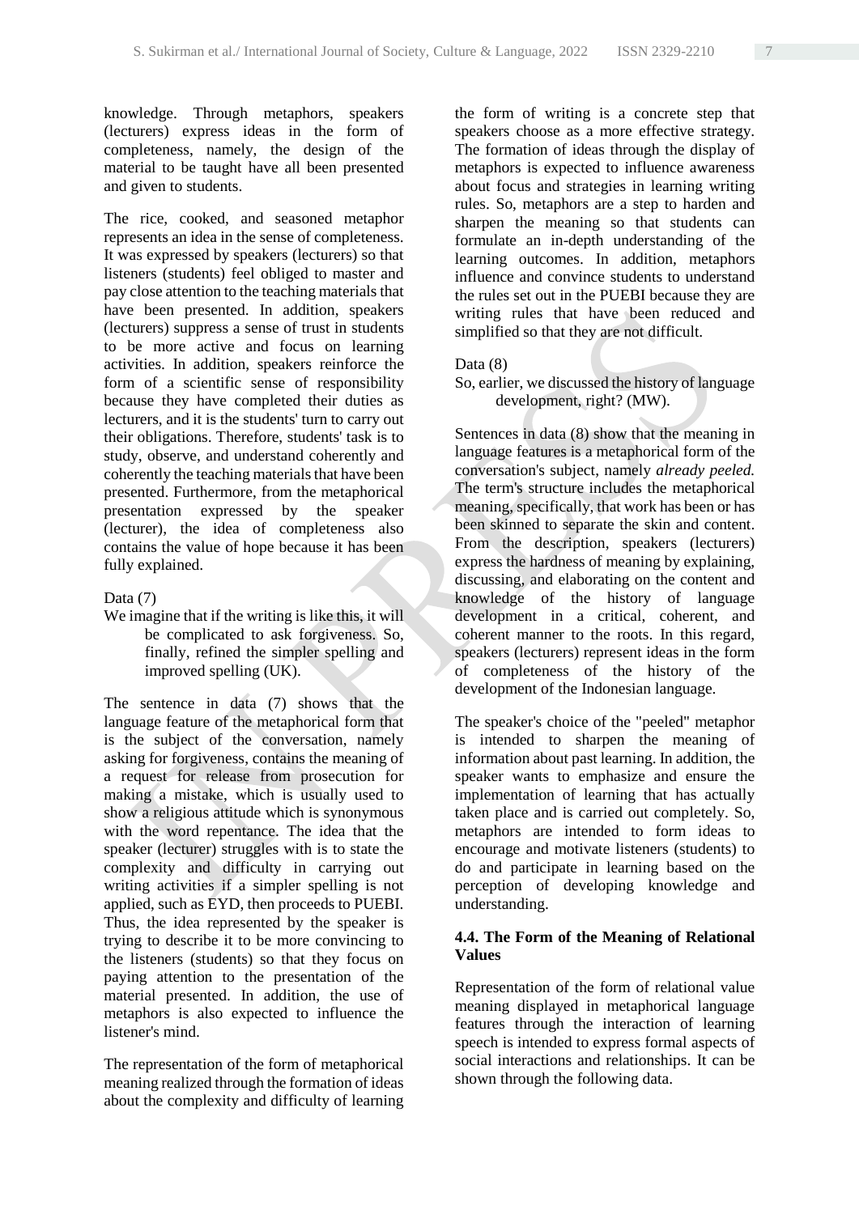knowledge. Through metaphors, speakers (lecturers) express ideas in the form of completeness, namely, the design of the material to be taught have all been presented and given to students.

The rice, cooked, and seasoned metaphor represents an idea in the sense of completeness. It was expressed by speakers (lecturers) so that listeners (students) feel obliged to master and pay close attention to the teaching materials that have been presented. In addition, speakers (lecturers) suppress a sense of trust in students to be more active and focus on learning activities. In addition, speakers reinforce the form of a scientific sense of responsibility because they have completed their duties as lecturers, and it is the students' turn to carry out their obligations. Therefore, students' task is to study, observe, and understand coherently and coherently the teaching materials that have been presented. Furthermore, from the metaphorical presentation expressed by the speaker (lecturer), the idea of completeness also contains the value of hope because it has been fully explained.

Data (7)

We imagine that if the writing is like this, it will be complicated to ask forgiveness. So, finally, refined the simpler spelling and improved spelling (UK).

The sentence in data (7) shows that the language feature of the metaphorical form that is the subject of the conversation, namely asking for forgiveness, contains the meaning of a request for release from prosecution for making a mistake, which is usually used to show a religious attitude which is synonymous with the word repentance. The idea that the speaker (lecturer) struggles with is to state the complexity and difficulty in carrying out writing activities if a simpler spelling is not applied, such as EYD, then proceeds to PUEBI. Thus, the idea represented by the speaker is trying to describe it to be more convincing to the listeners (students) so that they focus on paying attention to the presentation of the material presented. In addition, the use of metaphors is also expected to influence the listener's mind.

The representation of the form of metaphorical meaning realized through the formation of ideas about the complexity and difficulty of learning the form of writing is a concrete step that speakers choose as a more effective strategy. The formation of ideas through the display of metaphors is expected to influence awareness about focus and strategies in learning writing rules. So, metaphors are a step to harden and sharpen the meaning so that students can formulate an in-depth understanding of the learning outcomes. In addition, metaphors influence and convince students to understand the rules set out in the PUEBI because they are writing rules that have been reduced and simplified so that they are not difficult.

Data (8)

So, earlier, we discussed the history of language development, right? (MW).

Sentences in data (8) show that the meaning in language features is a metaphorical form of the conversation's subject, namely *already peeled.* The term's structure includes the metaphorical meaning, specifically, that work has been or has been skinned to separate the skin and content. From the description, speakers (lecturers) express the hardness of meaning by explaining, discussing, and elaborating on the content and knowledge of the history of language development in a critical, coherent, and coherent manner to the roots. In this regard, speakers (lecturers) represent ideas in the form of completeness of the history of the development of the Indonesian language.

The speaker's choice of the "peeled" metaphor is intended to sharpen the meaning of information about past learning. In addition, the speaker wants to emphasize and ensure the implementation of learning that has actually taken place and is carried out completely. So, metaphors are intended to form ideas to encourage and motivate listeners (students) to do and participate in learning based on the perception of developing knowledge and understanding.

### 4.4. The Form of the Meaning of Relational Values

Representation of the form of relational value meaning displayed in metaphorical language features through the interaction of learning speech is intended to express formal aspects of social interactions and relationships. It can be shown through the following data.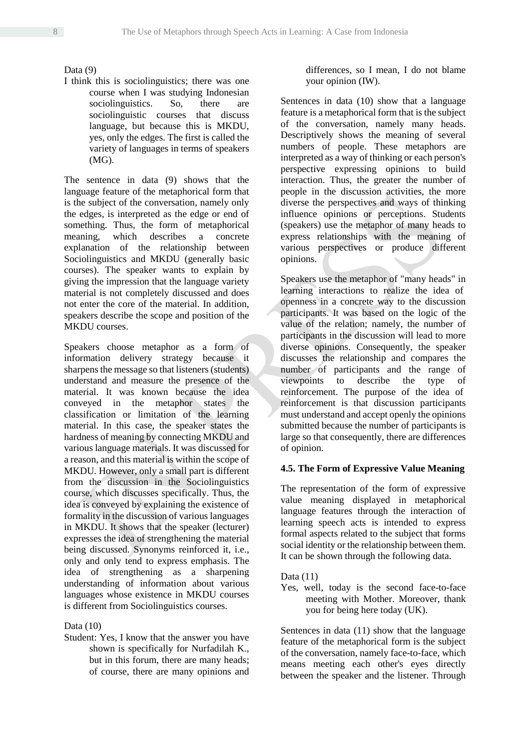Data (9)

I think this is sociolinguistics; there was one course when I was studying Indonesian sociolinguistics. So, there are sociolinguistic courses that discuss language, but because this is MKDU, yes, only the edges. The first is called the variety of languages in terms of speakers (MG).

The sentence in data (9) shows that the language feature of the metaphorical form that is the subject of the conversation, namely only the edges, is interpreted as the edge or end of something. Thus, the form of metaphorical meaning, which describes a concrete explanation of the relationship between Sociolinguistics and MKDU (generally basic courses). The speaker wants to explain by giving the impression that the language variety material is not completely discussed and does not enter the core of the material. In addition, speakers describe the scope and position of the MKDU courses.

Speakers choose metaphor as a form of information delivery strategy because it sharpens the message so that listeners (students) understand and measure the presence of the material. It was known because the idea conveyed in the metaphor states the classification or limitation of the learning material. In this case, the speaker states the hardness of meaning by connecting MKDU and various language materials. It was discussed for a reason, and this material is within the scope of MKDU. However, only a small part is different from the discussion in the Sociolinguistics course, which discusses specifically. Thus, the idea is conveyed by explaining the existence of formality in the discussion of various languages in MKDU. It shows that the speaker (lecturer) expresses the idea of strengthening the material being discussed. Synonyms reinforced it, i.e., only and only tend to express emphasis. The idea of strengthening as a sharpening understanding of information about various languages whose existence in MKDU courses is different from Sociolinguistics courses.

Data (10)

Student: Yes, I know that the answer you have shown is specifically for Nurfadilah K., but in this forum, there are many heads; of course, there are many opinions and differences, so I mean, I do not blame your opinion (IW).

Sentences in data (10) show that a language feature is a metaphorical form that is the subject of the conversation, namely many heads. Descriptively shows the meaning of several numbers of people. These metaphors are interpreted as a way of thinking or each person's perspective expressing opinions to build interaction. Thus, the greater the number of people in the discussion activities, the more diverse the perspectives and ways of thinking influence opinions or perceptions. Students (speakers) use the metaphor of many heads to express relationships with the meaning of various perspectives or produce different opinions.

Speakers use the metaphor of "many heads" in learning interactions to realize the idea of openness in a concrete way to the discussion participants. It was based on the logic of the value of the relation; namely, the number of participants in the discussion will lead to more diverse opinions. Consequently, the speaker discusses the relationship and compares the number of participants and the range of viewpoints to describe the type of reinforcement. The purpose of the idea of reinforcement is that discussion participants must understand and accept openly the opinions submitted because the number of participants is large so that consequently, there are differences of opinion.

### 4.5. The Form of Expressive Value Meaning

The representation of the form of expressive value meaning displayed in metaphorical language features through the interaction of learning speech acts is intended to express formal aspects related to the subject that forms social identity or the relationship between them. It can be shown through the following data.

Data (11)

Yes, well, today is the second face-to-face meeting with Mother. Moreover, thank you for being here today (UK).

Sentences in data (11) show that the language feature of the metaphorical form is the subject of the conversation, namely face-to-face, which means meeting each other's eyes directly between the speaker and the listener. Through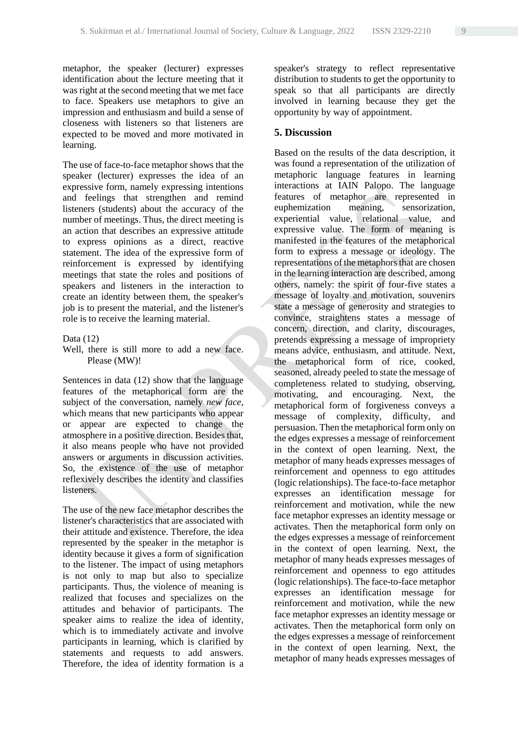metaphor, the speaker (lecturer) expresses identification about the lecture meeting that it was right at the second meeting that we met face to face. Speakers use metaphors to give an impression and enthusiasm and build a sense of closeness with listeners so that listeners are expected to be moved and more motivated in learning.

The use of face-to-face metaphor shows that the speaker (lecturer) expresses the idea of an expressive form, namely expressing intentions and feelings that strengthen and remind listeners (students) about the accuracy of the number of meetings. Thus, the direct meeting is an action that describes an expressive attitude to express opinions as a direct, reactive statement. The idea of the expressive form of reinforcement is expressed by identifying meetings that state the roles and positions of speakers and listeners in the interaction to create an identity between them, the speaker's job is to present the material, and the listener's role is to receive the learning material.

Data (12)
Well, there is still more to add a new face. Please (MW)!

Sentences in data (12) show that the language features of the metaphorical form are the subject of the conversation, namely *new face,* which means that new participants who appear or appear are expected to change the atmosphere in a positive direction. Besides that, it also means people who have not provided answers or arguments in discussion activities. So, the existence of the use of metaphor reflexively describes the identity and classifies listeners.

The use of the new face metaphor describes the listener's characteristics that are associated with their attitude and existence. Therefore, the idea represented by the speaker in the metaphor is identity because it gives a form of signification to the listener. The impact of using metaphors is not only to map but also to specialize participants. Thus, the violence of meaning is realized that focuses and specializes on the attitudes and behavior of participants. The speaker aims to realize the idea of identity, which is to immediately activate and involve participants in learning, which is clarified by statements and requests to add answers. Therefore, the idea of identity formation is a speaker's strategy to reflect representative distribution to students to get the opportunity to speak so that all participants are directly involved in learning because they get the opportunity by way of appointment.

## 5. Discussion

Based on the results of the data description, it was found a representation of the utilization of metaphoric language features in learning interactions at IAIN Palopo. The language features of metaphor are represented in euphemization meaning, sensorization, experiential value, relational value, and expressive value. The form of meaning is manifested in the features of the metaphorical form to express a message or ideology. The representations of the metaphors that are chosen in the learning interaction are described, among others, namely: the spirit of four-five states a message of loyalty and motivation, souvenirs state a message of generosity and strategies to convince, straightens states a message of concern, direction, and clarity, discourages, pretends expressing a message of impropriety means advice, enthusiasm, and attitude. Next, the metaphorical form of rice, cooked, seasoned, already peeled to state the message of completeness related to studying, observing, motivating, and encouraging. Next, the metaphorical form of forgiveness conveys a message of complexity, difficulty, and persuasion. Then the metaphorical form only on the edges expresses a message of reinforcement in the context of open learning. Next, the metaphor of many heads expresses messages of reinforcement and openness to ego attitudes (logic relationships). The face-to-face metaphor expresses an identification message for reinforcement and motivation, while the new face metaphor expresses an identity message or activates. Then the metaphorical form only on the edges expresses a message of reinforcement in the context of open learning. Next, the metaphor of many heads expresses messages of reinforcement and openness to ego attitudes (logic relationships). The face-to-face metaphor expresses an identification message for reinforcement and motivation, while the new face metaphor expresses an identity message or activates. Then the metaphorical form only on the edges expresses a message of reinforcement in the context of open learning. Next, the metaphor of many heads expresses messages of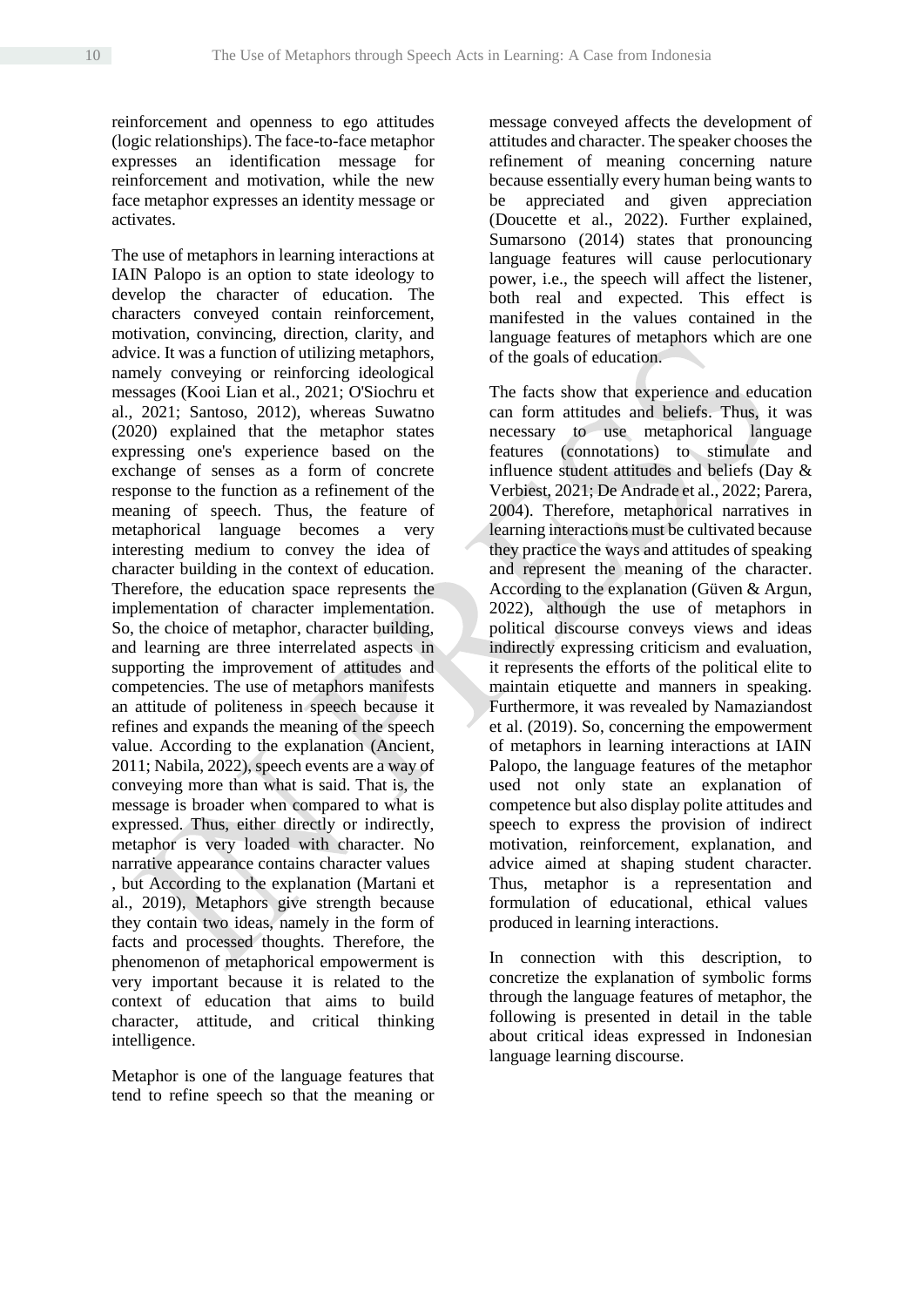reinforcement and openness to ego attitudes (logic relationships). The face-to-face metaphor expresses an identification message for reinforcement and motivation, while the new face metaphor expresses an identity message or activates.

The use of metaphors in learning interactions at IAIN Palopo is an option to state ideology to develop the character of education. The characters conveyed contain reinforcement, motivation, convincing, direction, clarity, and advice. It was a function of utilizing metaphors, namely conveying or reinforcing ideological messages (Kooi Lian et al., 2021; O'Siochru et al., 2021; Santoso, 2012), whereas Suwatno (2020) explained that the metaphor states expressing one's experience based on the exchange of senses as a form of concrete response to the function as a refinement of the meaning of speech. Thus, the feature of metaphorical language becomes a very interesting medium to convey the idea of character building in the context of education. Therefore, the education space represents the implementation of character implementation. So, the choice of metaphor, character building, and learning are three interrelated aspects in supporting the improvement of attitudes and competencies. The use of metaphors manifests an attitude of politeness in speech because it refines and expands the meaning of the speech value. According to the explanation (Ancient, 2011; Nabila, 2022), speech events are a way of conveying more than what is said. That is, the message is broader when compared to what is expressed. Thus, either directly or indirectly, metaphor is very loaded with character. No narrative appearance contains character values , but According to the explanation (Martani et al., 2019), Metaphors give strength because they contain two ideas, namely in the form of facts and processed thoughts. Therefore, the phenomenon of metaphorical empowerment is very important because it is related to the context of education that aims to build character, attitude, and critical thinking intelligence.

Metaphor is one of the language features that tend to refine speech so that the meaning or message conveyed affects the development of attitudes and character. The speaker chooses the refinement of meaning concerning nature because essentially every human being wants to be appreciated and given appreciation (Doucette et al., 2022). Further explained, Sumarsono (2014) states that pronouncing language features will cause perlocutionary power, i.e., the speech will affect the listener, both real and expected. This effect is manifested in the values contained in the language features of metaphors which are one of the goals of education.

The facts show that experience and education can form attitudes and beliefs. Thus, it was necessary to use metaphorical language features (connotations) to stimulate and influence student attitudes and beliefs (Day & Verbiest, 2021; De Andrade et al., 2022; Parera, 2004). Therefore, metaphorical narratives in learning interactions must be cultivated because they practice the ways and attitudes of speaking and represent the meaning of the character. According to the explanation (Güven & Argun, 2022), although the use of metaphors in political discourse conveys views and ideas indirectly expressing criticism and evaluation, it represents the efforts of the political elite to maintain etiquette and manners in speaking. Furthermore, it was revealed by Namaziandost et al. (2019). So, concerning the empowerment of metaphors in learning interactions at IAIN Palopo, the language features of the metaphor used not only state an explanation of competence but also display polite attitudes and speech to express the provision of indirect motivation, reinforcement, explanation, and advice aimed at shaping student character. Thus, metaphor is a representation and formulation of educational, ethical values produced in learning interactions.

In connection with this description, to concretize the explanation of symbolic forms through the language features of metaphor, the following is presented in detail in the table about critical ideas expressed in Indonesian language learning discourse.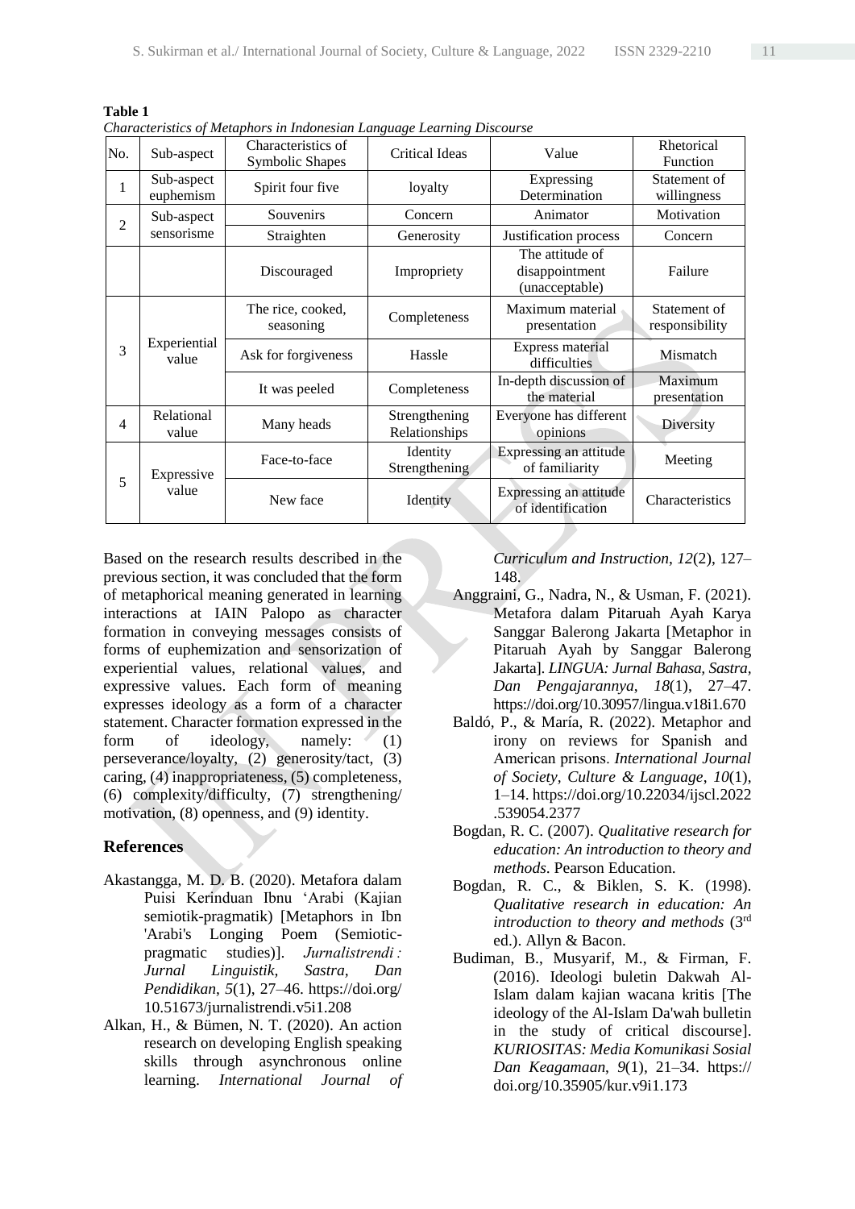**Table 1**
*Characteristics of Metaphors in Indonesian Language Learning Discourse*

| No. | Sub-aspect | Characteristics of Symbolic Shapes | Critical Ideas | Value | Rhetorical Function |
|---|---|---|---|---|---|
| 1 | Sub-aspect euphemism | Spirit four five | loyalty | Expressing Determination | Statement of willingness |
| 2 | Sub-aspect sensorisme | Souvenirs | Concern | Animator | Motivation |
| | | Straighten | Generosity | Justification process | Concern |
| | | Discouraged | Impropriety | The attitude of disappointment (unacceptable) | Failure |
| 3 | Experiential value | The rice, cooked, seasoning | Completeness | Maximum material presentation | Statement of responsibility |
| | | Ask for forgiveness | Hassle | Express material difficulties | Mismatch |
| | | It was peeled | Completeness | In-depth discussion of the material | Maximum presentation |
| 4 | Relational value | Many heads | Strengthening Relationships | Everyone has different opinions | Diversity |
| 5 | Expressive value | Face-to-face | Identity Strengthening | Expressing an attitude of familiarity | Meeting |
| | | New face | Identity | Expressing an attitude of identification | Characteristics |

Based on the research results described in the previous section, it was concluded that the form of metaphorical meaning generated in learning interactions at IAIN Palopo as character formation in conveying messages consists of forms of euphemization and sensorization of experiential values, relational values, and expressive values. Each form of meaning expresses ideology as a form of a character statement. Character formation expressed in the form of ideology, namely: (1) perseverance/loyalty, (2) generosity/tact, (3) caring, (4) inappropriateness, (5) completeness, (6) complexity/difficulty, (7) strengthening/motivation, (8) openness, and (9) identity.

## References

Akastangga, M. D. B. (2020). Metafora dalam Puisi Kerinduan Ibnu 'Arabi (Kajian semiotik-pragmatik) [Metaphors in Ibn 'Arabi's Longing Poem (Semiotic-pragmatic studies)]. *Jurnalistrendi : Jurnal Linguistik, Sastra, Dan Pendidikan*, *5*(1), 27–46. https://doi.org/10.51673/jurnalistrendi.v5i1.208

Alkan, H., & Bümen, N. T. (2020). An action research on developing English speaking skills through asynchronous online learning. *International Journal of Curriculum and Instruction*, *12*(2), 127–148.

Anggraini, G., Nadra, N., & Usman, F. (2021). Metafora dalam Pitaruah Ayah Karya Sanggar Balerong Jakarta [Metaphor in Pitaruah Ayah by Sanggar Balerong Jakarta]. *LINGUA: Jurnal Bahasa, Sastra, Dan Pengajarannya*, *18*(1), 27–47. https://doi.org/10.30957/lingua.v18i1.670

Baldó, P., & María, R. (2022). Metaphor and irony on reviews for Spanish and American prisons. *International Journal of Society, Culture & Language*, *10*(1), 1–14. https://doi.org/10.22034/ijscl.2022.539054.2377

Bogdan, R. C. (2007). *Qualitative research for education: An introduction to theory and methods*. Pearson Education.

Bogdan, R. C., & Biklen, S. K. (1998). *Qualitative research in education: An introduction to theory and methods* (3rd ed.). Allyn & Bacon.

Budiman, B., Musyarif, M., & Firman, F. (2016). Ideologi buletin Dakwah Al-Islam dalam kajian wacana kritis [The ideology of the Al-Islam Da'wah bulletin in the study of critical discourse]. *KURIOSITAS: Media Komunikasi Sosial Dan Keagamaan*, *9*(1), 21–34. https://doi.org/10.35905/kur.v9i1.173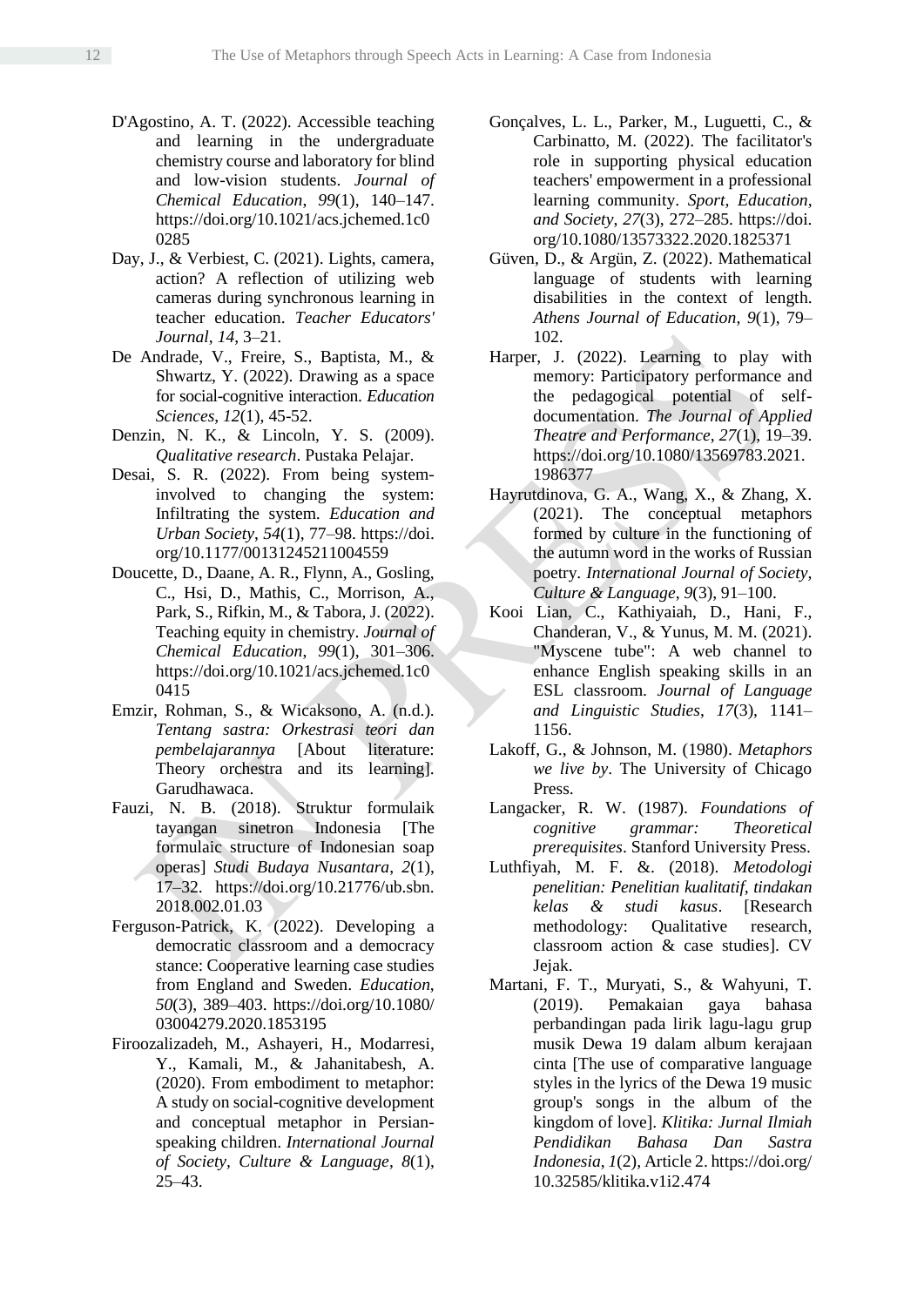D'Agostino, A. T. (2022). Accessible teaching and learning in the undergraduate chemistry course and laboratory for blind and low-vision students. *Journal of Chemical Education*, *99*(1), 140–147. https://doi.org/10.1021/acs.jchemed.1c00285

Day, J., & Verbiest, C. (2021). Lights, camera, action? A reflection of utilizing web cameras during synchronous learning in teacher education. *Teacher Educators' Journal*, *14*, 3–21.

De Andrade, V., Freire, S., Baptista, M., & Shwartz, Y. (2022). Drawing as a space for social-cognitive interaction. *Education Sciences*, *12*(1), 45-52.

Denzin, N. K., & Lincoln, Y. S. (2009). *Qualitative research*. Pustaka Pelajar.

Desai, S. R. (2022). From being system-involved to changing the system: Infiltrating the system. *Education and Urban Society*, *54*(1), 77–98. https://doi.org/10.1177/00131245211004559

Doucette, D., Daane, A. R., Flynn, A., Gosling, C., Hsi, D., Mathis, C., Morrison, A., Park, S., Rifkin, M., & Tabora, J. (2022). Teaching equity in chemistry. *Journal of Chemical Education*, *99*(1), 301–306. https://doi.org/10.1021/acs.jchemed.1c00415

Emzir, Rohman, S., & Wicaksono, A. (n.d.). *Tentang sastra: Orkestrasi teori dan pembelajarannya* [About literature: Theory orchestra and its learning]. Garudhawaca.

Fauzi, N. B. (2018). Struktur formulaik tayangan sinetron Indonesia [The formulaic structure of Indonesian soap operas] *Studi Budaya Nusantara*, *2*(1), 17–32. https://doi.org/10.21776/ub.sbn.2018.002.01.03

Ferguson-Patrick, K. (2022). Developing a democratic classroom and a democracy stance: Cooperative learning case studies from England and Sweden. *Education*, *50*(3), 389–403. https://doi.org/10.1080/03004279.2020.1853195

Firoozalizadeh, M., Ashayeri, H., Modarresi, Y., Kamali, M., & Jahanitabesh, A. (2020). From embodiment to metaphor: A study on social-cognitive development and conceptual metaphor in Persian-speaking children. *International Journal of Society, Culture & Language*, *8*(1), 25–43.

Gonçalves, L. L., Parker, M., Luguetti, C., & Carbinatto, M. (2022). The facilitator's role in supporting physical education teachers' empowerment in a professional learning community. *Sport, Education, and Society*, *27*(3), 272–285. https://doi.org/10.1080/13573322.2020.1825371

Güven, D., & Argün, Z. (2022). Mathematical language of students with learning disabilities in the context of length. *Athens Journal of Education*, *9*(1), 79–102.

Harper, J. (2022). Learning to play with memory: Participatory performance and the pedagogical potential of self-documentation. *The Journal of Applied Theatre and Performance*, *27*(1), 19–39. https://doi.org/10.1080/13569783.2021.1986377

Hayrutdinova, G. A., Wang, X., & Zhang, X. (2021). The conceptual metaphors formed by culture in the functioning of the autumn word in the works of Russian poetry. *International Journal of Society, Culture & Language*, *9*(3), 91–100.

Kooi Lian, C., Kathiyaiah, D., Hani, F., Chanderan, V., & Yunus, M. M. (2021). "Myscene tube": A web channel to enhance English speaking skills in an ESL classroom. *Journal of Language and Linguistic Studies*, *17*(3), 1141–1156.

Lakoff, G., & Johnson, M. (1980). *Metaphors we live by*. The University of Chicago Press.

Langacker, R. W. (1987). *Foundations of cognitive grammar: Theoretical prerequisites*. Stanford University Press.

Luthfiyah, M. F. &. (2018). *Metodologi penelitian: Penelitian kualitatif, tindakan kelas & studi kasus*. [Research methodology: Qualitative research, classroom action & case studies]. CV Jejak.

Martani, F. T., Muryati, S., & Wahyuni, T. (2019). Pemakaian gaya bahasa perbandingan pada lirik lagu-lagu grup musik Dewa 19 dalam album kerajaan cinta [The use of comparative language styles in the lyrics of the Dewa 19 music group's songs in the album of the kingdom of love]. *Klitika: Jurnal Ilmiah Pendidikan Bahasa Dan Sastra Indonesia*, *1*(2), Article 2. https://doi.org/10.32585/klitika.v1i2.474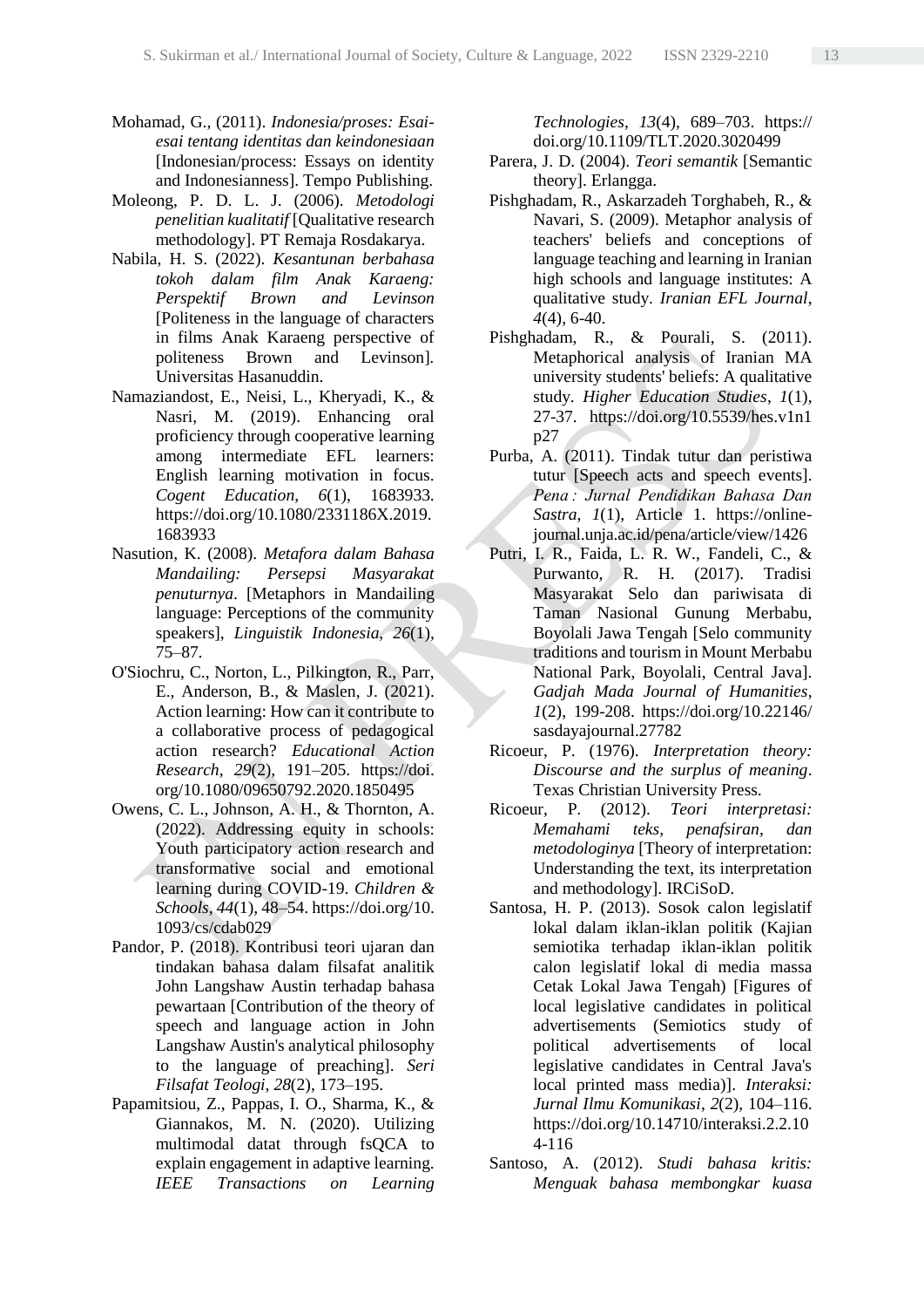Mohamad, G., (2011). *Indonesia/proses: Esai-esai tentang identitas dan keindonesiaan* [Indonesian/process: Essays on identity and Indonesianness]. Tempo Publishing.

Moleong, P. D. L. J. (2006). *Metodologi penelitian kualitatif* [Qualitative research methodology]. PT Remaja Rosdakarya.

Nabila, H. S. (2022). *Kesantunan berbahasa tokoh dalam film Anak Karaeng: Perspektif Brown and Levinson* [Politeness in the language of characters in films Anak Karaeng perspective of politeness Brown and Levinson]. Universitas Hasanuddin.

Namaziandost, E., Neisi, L., Kheryadi, K., & Nasri, M. (2019). Enhancing oral proficiency through cooperative learning among intermediate EFL learners: English learning motivation in focus. *Cogent Education*, *6*(1), 1683933. https://doi.org/10.1080/2331186X.2019.1683933

Nasution, K. (2008). *Metafora dalam Bahasa Mandailing: Persepsi Masyarakat penuturnya*. [Metaphors in Mandailing language: Perceptions of the community speakers], *Linguistik Indonesia*, *26*(1), 75–87.

O'Siochru, C., Norton, L., Pilkington, R., Parr, E., Anderson, B., & Maslen, J. (2021). Action learning: How can it contribute to a collaborative process of pedagogical action research? *Educational Action Research*, *29*(2), 191–205. https://doi.org/10.1080/09650792.2020.1850495

Owens, C. L., Johnson, A. H., & Thornton, A. (2022). Addressing equity in schools: Youth participatory action research and transformative social and emotional learning during COVID-19. *Children & Schools*, *44*(1), 48–54. https://doi.org/10.1093/cs/cdab029

Pandor, P. (2018). Kontribusi teori ujaran dan tindakan bahasa dalam filsafat analitik John Langshaw Austin terhadap bahasa pewartaan [Contribution of the theory of speech and language action in John Langshaw Austin's analytical philosophy to the language of preaching]. *Seri Filsafat Teologi*, *28*(2), 173–195.

Papamitsiou, Z., Pappas, I. O., Sharma, K., & Giannakos, M. N. (2020). Utilizing multimodal datat through fsQCA to explain engagement in adaptive learning. *IEEE Transactions on Learning Technologies*, *13*(4), 689–703. https://doi.org/10.1109/TLT.2020.3020499

Parera, J. D. (2004). *Teori semantik* [Semantic theory]. Erlangga.

Pishghadam, R., Askarzadeh Torghabeh, R., & Navari, S. (2009). Metaphor analysis of teachers' beliefs and conceptions of language teaching and learning in Iranian high schools and language institutes: A qualitative study. *Iranian EFL Journal*, *4*(4), 6-40.

Pishghadam, R., & Pourali, S. (2011). Metaphorical analysis of Iranian MA university students' beliefs: A qualitative study. *Higher Education Studies*, *1*(1), 27-37. https://doi.org/10.5539/hes.v1n1p27

Purba, A. (2011). Tindak tutur dan peristiwa tutur [Speech acts and speech events]. *Pena : Jurnal Pendidikan Bahasa Dan Sastra*, *1*(1), Article 1. https://online-journal.unja.ac.id/pena/article/view/1426

Putri, I. R., Faida, L. R. W., Fandeli, C., & Purwanto, R. H. (2017). Tradisi Masyarakat Selo dan pariwisata di Taman Nasional Gunung Merbabu, Boyolali Jawa Tengah [Selo community traditions and tourism in Mount Merbabu National Park, Boyolali, Central Java]. *Gadjah Mada Journal of Humanities*, *1*(2), 199-208. https://doi.org/10.22146/sasdayajournal.27782

Ricoeur, P. (1976). *Interpretation theory: Discourse and the surplus of meaning*. Texas Christian University Press.

Ricoeur, P. (2012). *Teori interpretasi: Memahami teks, penafsiran, dan metodologinya* [Theory of interpretation: Understanding the text, its interpretation and methodology]. IRCiSoD.

Santosa, H. P. (2013). Sosok calon legislatif lokal dalam iklan-iklan politik (Kajian semiotika terhadap iklan-iklan politik calon legislatif lokal di media massa Cetak Lokal Jawa Tengah) [Figures of local legislative candidates in political advertisements (Semiotics study of political advertisements of local legislative candidates in Central Java's local printed mass media)]. *Interaksi: Jurnal Ilmu Komunikasi*, *2*(2), 104–116. https://doi.org/10.14710/interaksi.2.2.104-116

Santoso, A. (2012). *Studi bahasa kritis: Menguak bahasa membongkar kuasa*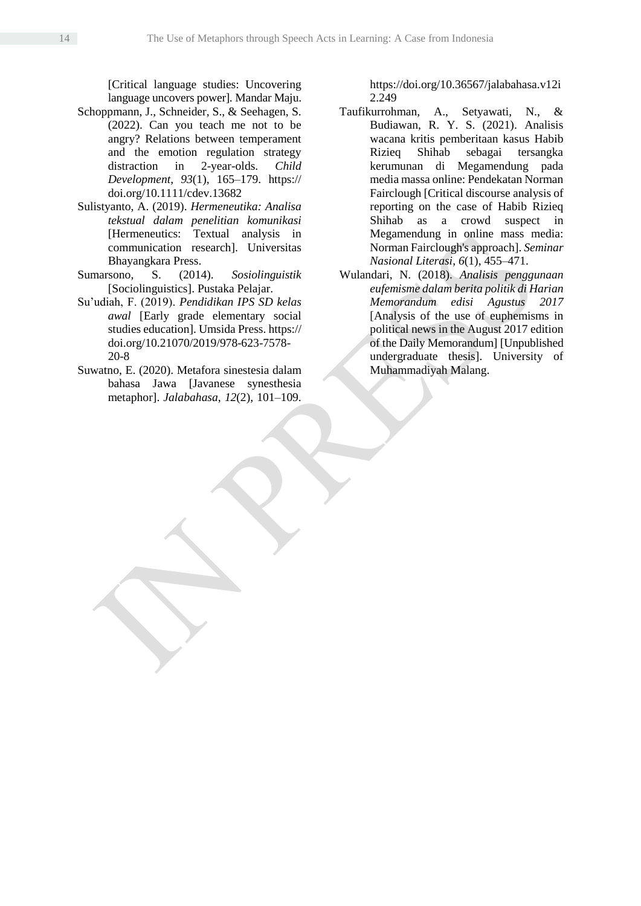[Critical language studies: Uncovering language uncovers power]. Mandar Maju.

Schoppmann, J., Schneider, S., & Seehagen, S. (2022). Can you teach me not to be angry? Relations between temperament and the emotion regulation strategy distraction in 2-year-olds. *Child Development*, *93*(1), 165–179. https://doi.org/10.1111/cdev.13682

Sulistyanto, A. (2019). *Hermeneutika: Analisa tekstual dalam penelitian komunikasi* [Hermeneutics: Textual analysis in communication research]. Universitas Bhayangkara Press.

Sumarsono, S. (2014). *Sosiolinguistik* [Sociolinguistics]. Pustaka Pelajar.

Su'udiah, F. (2019). *Pendidikan IPS SD kelas awal* [Early grade elementary social studies education]. Umsida Press. https://doi.org/10.21070/2019/978-623-7578-20-8

Suwatno, E. (2020). Metafora sinestesia dalam bahasa Jawa [Javanese synesthesia metaphor]. *Jalabahasa*, *12*(2), 101–109. https://doi.org/10.36567/jalabahasa.v12i2.249

Taufikurrohman, A., Setyawati, N., & Budiawan, R. Y. S. (2021). Analisis wacana kritis pemberitaan kasus Habib Rizieq Shihab sebagai tersangka kerumunan di Megamendung pada media massa online: Pendekatan Norman Fairclough [Critical discourse analysis of reporting on the case of Habib Rizieq Shihab as a crowd suspect in Megamendung in online mass media: Norman Fairclough's approach]. *Seminar Nasional Literasi*, *6*(1), 455–471.

Wulandari, N. (2018). *Analisis penggunaan eufemisme dalam berita politik di Harian Memorandum edisi Agustus 2017* [Analysis of the use of euphemisms in political news in the August 2017 edition of the Daily Memorandum] [Unpublished undergraduate thesis]. University of Muhammadiyah Malang.